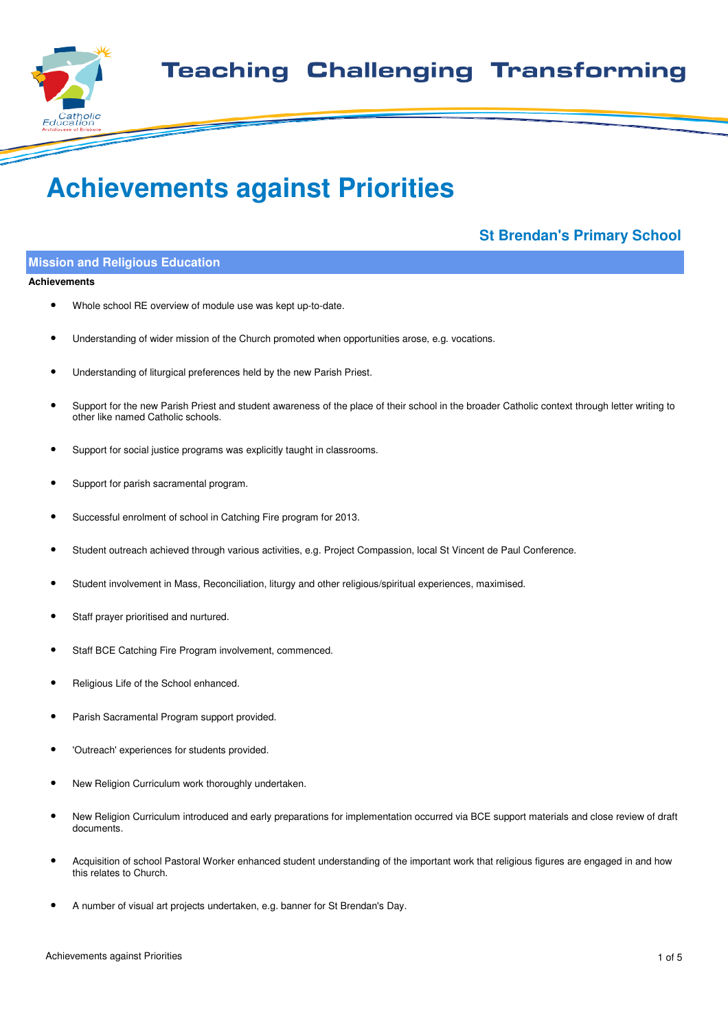Teaching Challenging Transforming

# Achievements against Priorities

## St Brendan's Primary School

### Mission and Religious Education

**Achievements**

- Whole school RE overview of module use was kept up-to-date.
- Understanding of wider mission of the Church promoted when opportunities arose, e.g. vocations.
- Understanding of liturgical preferences held by the new Parish Priest.
- Support for the new Parish Priest and student awareness of the place of their school in the broader Catholic context through letter writing to other like named Catholic schools.
- Support for social justice programs was explicitly taught in classrooms.
- Support for parish sacramental program.
- Successful enrolment of school in Catching Fire program for 2013.
- Student outreach achieved through various activities, e.g. Project Compassion, local St Vincent de Paul Conference.
- Student involvement in Mass, Reconciliation, liturgy and other religious/spiritual experiences, maximised.
- Staff prayer prioritised and nurtured.
- Staff BCE Catching Fire Program involvement, commenced.
- Religious Life of the School enhanced.
- Parish Sacramental Program support provided.
- 'Outreach' experiences for students provided.
- New Religion Curriculum work thoroughly undertaken.
- New Religion Curriculum introduced and early preparations for implementation occurred via BCE support materials and close review of draft documents.
- Acquisition of school Pastoral Worker enhanced student understanding of the important work that religious figures are engaged in and how this relates to Church.
- A number of visual art projects undertaken, e.g. banner for St Brendan's Day.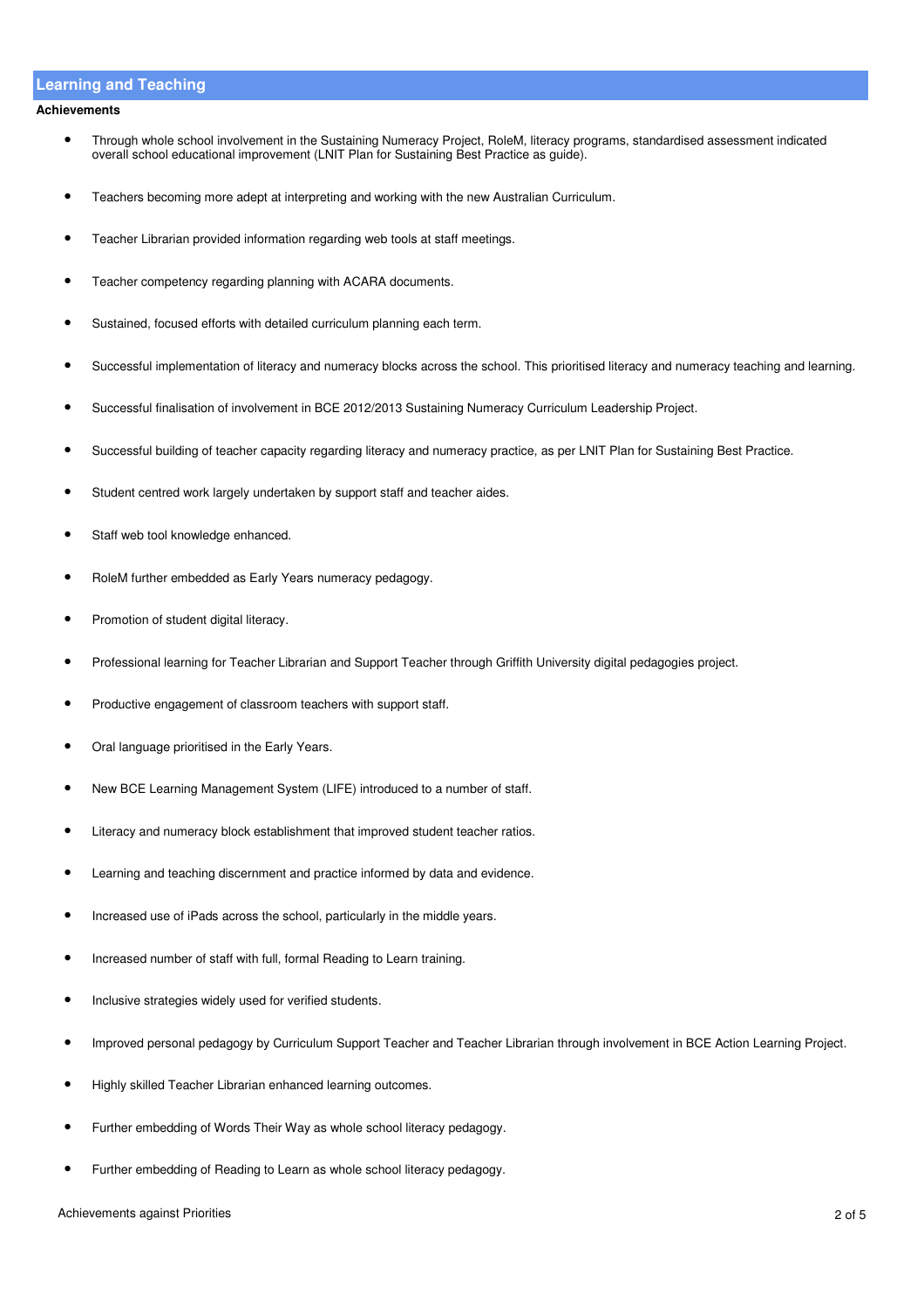## Learning and Teaching

**Achievements**

- Through whole school involvement in the Sustaining Numeracy Project, RoleM, literacy programs, standardised assessment indicated overall school educational improvement (LNIT Plan for Sustaining Best Practice as guide).
- Teachers becoming more adept at interpreting and working with the new Australian Curriculum.
- Teacher Librarian provided information regarding web tools at staff meetings.
- Teacher competency regarding planning with ACARA documents.
- Sustained, focused efforts with detailed curriculum planning each term.
- Successful implementation of literacy and numeracy blocks across the school. This prioritised literacy and numeracy teaching and learning.
- Successful finalisation of involvement in BCE 2012/2013 Sustaining Numeracy Curriculum Leadership Project.
- Successful building of teacher capacity regarding literacy and numeracy practice, as per LNIT Plan for Sustaining Best Practice.
- Student centred work largely undertaken by support staff and teacher aides.
- Staff web tool knowledge enhanced.
- RoleM further embedded as Early Years numeracy pedagogy.
- Promotion of student digital literacy.
- Professional learning for Teacher Librarian and Support Teacher through Griffith University digital pedagogies project.
- Productive engagement of classroom teachers with support staff.
- Oral language prioritised in the Early Years.
- New BCE Learning Management System (LIFE) introduced to a number of staff.
- Literacy and numeracy block establishment that improved student teacher ratios.
- Learning and teaching discernment and practice informed by data and evidence.
- Increased use of iPads across the school, particularly in the middle years.
- Increased number of staff with full, formal Reading to Learn training.
- Inclusive strategies widely used for verified students.
- Improved personal pedagogy by Curriculum Support Teacher and Teacher Librarian through involvement in BCE Action Learning Project.
- Highly skilled Teacher Librarian enhanced learning outcomes.
- Further embedding of Words Their Way as whole school literacy pedagogy.
- Further embedding of Reading to Learn as whole school literacy pedagogy.

Achievements against Priorities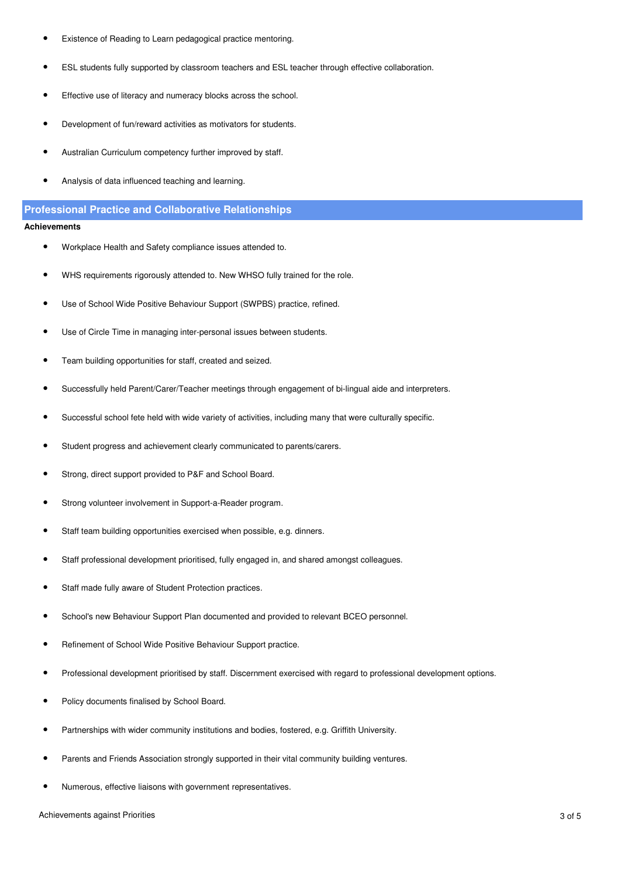- Existence of Reading to Learn pedagogical practice mentoring.
- ESL students fully supported by classroom teachers and ESL teacher through effective collaboration.
- Effective use of literacy and numeracy blocks across the school.
- Development of fun/reward activities as motivators for students.
- Australian Curriculum competency further improved by staff.
- Analysis of data influenced teaching and learning.

## Professional Practice and Collaborative Relationships

**Achievements**

- Workplace Health and Safety compliance issues attended to.
- WHS requirements rigorously attended to. New WHSO fully trained for the role.
- Use of School Wide Positive Behaviour Support (SWPBS) practice, refined.
- Use of Circle Time in managing inter-personal issues between students.
- Team building opportunities for staff, created and seized.
- Successfully held Parent/Carer/Teacher meetings through engagement of bi-lingual aide and interpreters.
- Successful school fete held with wide variety of activities, including many that were culturally specific.
- Student progress and achievement clearly communicated to parents/carers.
- Strong, direct support provided to P&F and School Board.
- Strong volunteer involvement in Support-a-Reader program.
- Staff team building opportunities exercised when possible, e.g. dinners.
- Staff professional development prioritised, fully engaged in, and shared amongst colleagues.
- Staff made fully aware of Student Protection practices.
- School's new Behaviour Support Plan documented and provided to relevant BCEO personnel.
- Refinement of School Wide Positive Behaviour Support practice.
- Professional development prioritised by staff. Discernment exercised with regard to professional development options.
- Policy documents finalised by School Board.
- Partnerships with wider community institutions and bodies, fostered, e.g. Griffith University.
- Parents and Friends Association strongly supported in their vital community building ventures.
- Numerous, effective liaisons with government representatives.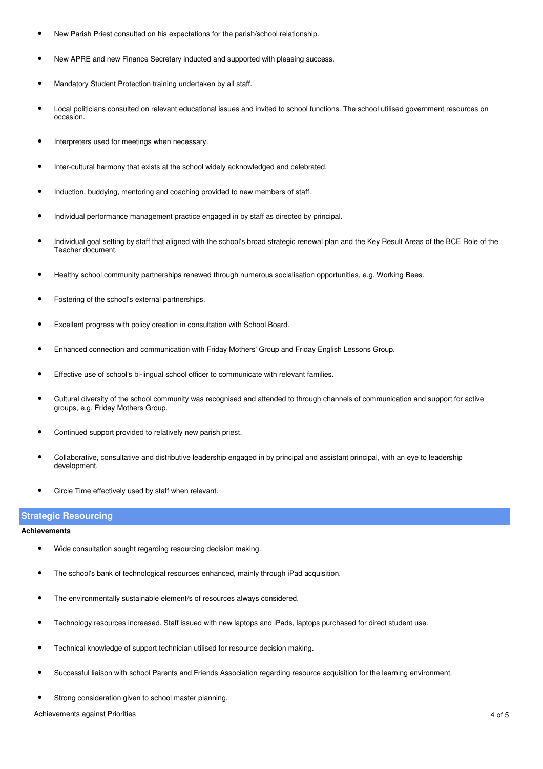- New Parish Priest consulted on his expectations for the parish/school relationship.
- New APRE and new Finance Secretary inducted and supported with pleasing success.
- Mandatory Student Protection training undertaken by all staff.
- Local politicians consulted on relevant educational issues and invited to school functions. The school utilised government resources on occasion.
- Interpreters used for meetings when necessary.
- Inter-cultural harmony that exists at the school widely acknowledged and celebrated.
- Induction, buddying, mentoring and coaching provided to new members of staff.
- Individual performance management practice engaged in by staff as directed by principal.
- Individual goal setting by staff that aligned with the school's broad strategic renewal plan and the Key Result Areas of the BCE Role of the Teacher document.
- Healthy school community partnerships renewed through numerous socialisation opportunities, e.g. Working Bees.
- Fostering of the school's external partnerships.
- Excellent progress with policy creation in consultation with School Board.
- Enhanced connection and communication with Friday Mothers' Group and Friday English Lessons Group.
- Effective use of school's bi-lingual school officer to communicate with relevant families.
- Cultural diversity of the school community was recognised and attended to through channels of communication and support for active groups, e.g. Friday Mothers Group.
- Continued support provided to relatively new parish priest.
- Collaborative, consultative and distributive leadership engaged in by principal and assistant principal, with an eye to leadership development.
- Circle Time effectively used by staff when relevant.

## Strategic Resourcing

**Achievements**

- Wide consultation sought regarding resourcing decision making.
- The school's bank of technological resources enhanced, mainly through iPad acquisition.
- The environmentally sustainable element/s of resources always considered.
- Technology resources increased. Staff issued with new laptops and iPads, laptops purchased for direct student use.
- Technical knowledge of support technician utilised for resource decision making.
- Successful liaison with school Parents and Friends Association regarding resource acquisition for the learning environment.
- Strong consideration given to school master planning.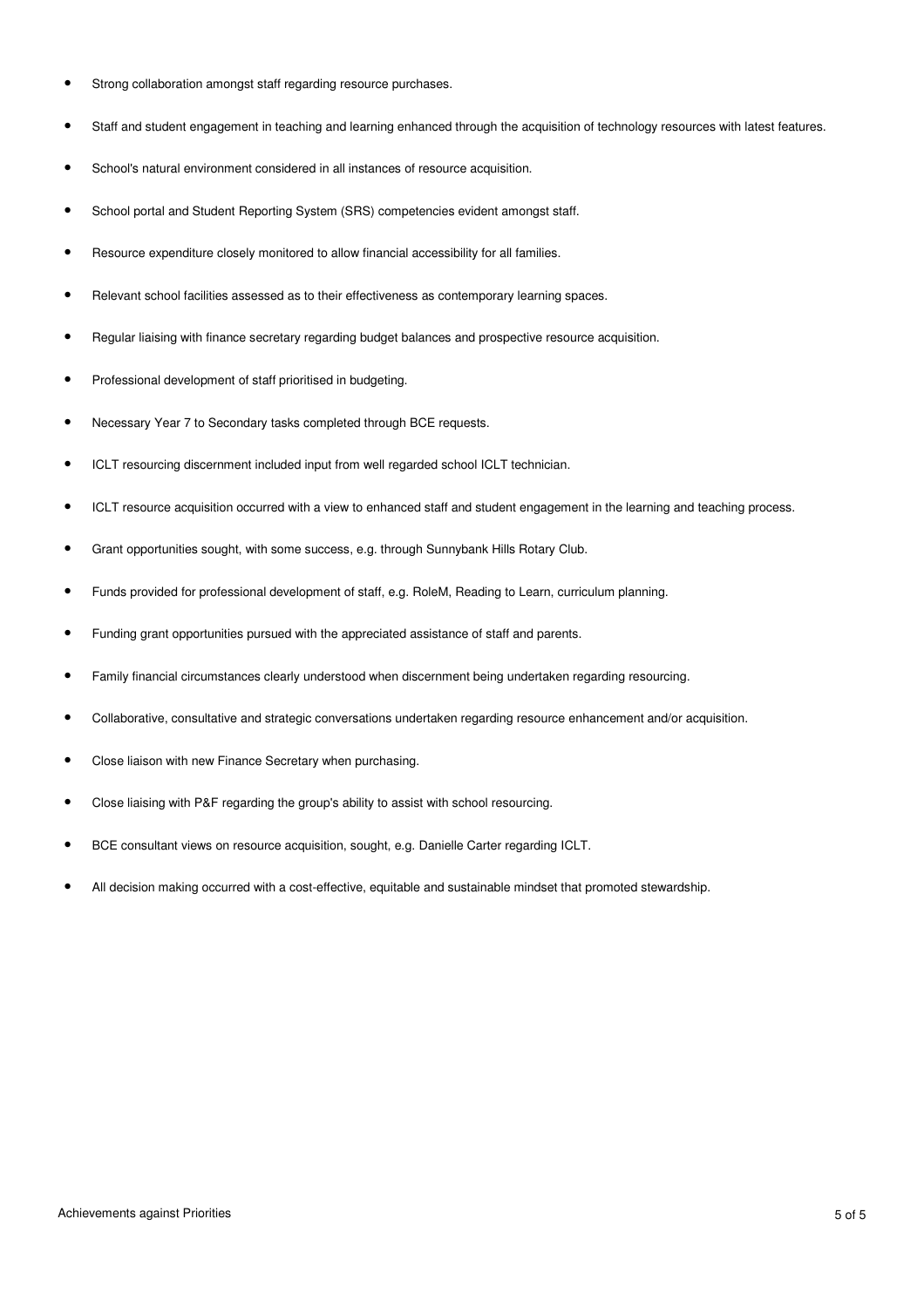- Strong collaboration amongst staff regarding resource purchases.
- Staff and student engagement in teaching and learning enhanced through the acquisition of technology resources with latest features.
- School's natural environment considered in all instances of resource acquisition.
- School portal and Student Reporting System (SRS) competencies evident amongst staff.
- Resource expenditure closely monitored to allow financial accessibility for all families.
- Relevant school facilities assessed as to their effectiveness as contemporary learning spaces.
- Regular liaising with finance secretary regarding budget balances and prospective resource acquisition.
- Professional development of staff prioritised in budgeting.
- Necessary Year 7 to Secondary tasks completed through BCE requests.
- ICLT resourcing discernment included input from well regarded school ICLT technician.
- ICLT resource acquisition occurred with a view to enhanced staff and student engagement in the learning and teaching process.
- Grant opportunities sought, with some success, e.g. through Sunnybank Hills Rotary Club.
- Funds provided for professional development of staff, e.g. RoleM, Reading to Learn, curriculum planning.
- Funding grant opportunities pursued with the appreciated assistance of staff and parents.
- Family financial circumstances clearly understood when discernment being undertaken regarding resourcing.
- Collaborative, consultative and strategic conversations undertaken regarding resource enhancement and/or acquisition.
- Close liaison with new Finance Secretary when purchasing.
- Close liaising with P&F regarding the group's ability to assist with school resourcing.
- BCE consultant views on resource acquisition, sought, e.g. Danielle Carter regarding ICLT.
- All decision making occurred with a cost-effective, equitable and sustainable mindset that promoted stewardship.